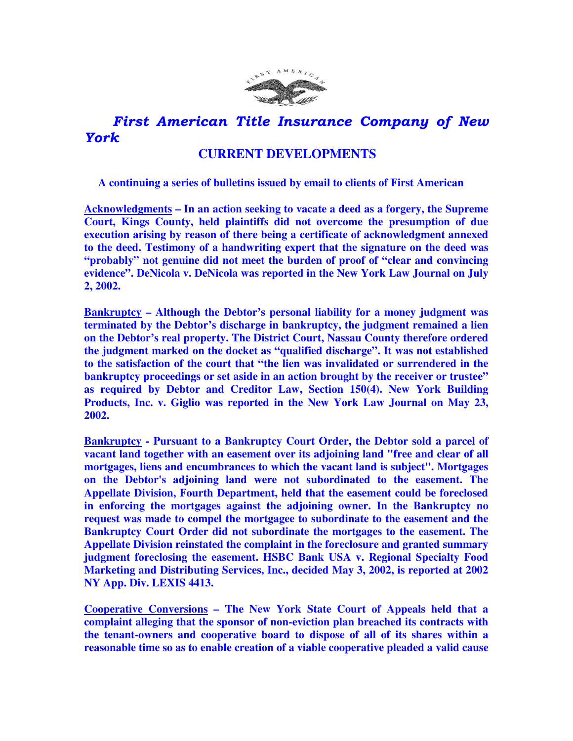# *First American Title Insurance Company of New York*

## CURRENT DEVELOPMENTS

**A continuing a series of bulletins issued by email to clients of First American**

**Acknowledgments – In an action seeking to vacate a deed as a forgery, the Supreme Court, Kings County, held plaintiffs did not overcome the presumption of due execution arising by reason of there being a certificate of acknowledgment annexed to the deed. Testimony of a handwriting expert that the signature on the deed was "probably" not genuine did not meet the burden of proof of "clear and convincing evidence". DeNicola v. DeNicola was reported in the New York Law Journal on July 2, 2002.**

**Bankruptcy – Although the Debtor's personal liability for a money judgment was terminated by the Debtor's discharge in bankruptcy, the judgment remained a lien on the Debtor's real property. The District Court, Nassau County therefore ordered the judgment marked on the docket as "qualified discharge". It was not established to the satisfaction of the court that "the lien was invalidated or surrendered in the bankruptcy proceedings or set aside in an action brought by the receiver or trustee" as required by Debtor and Creditor Law, Section 150(4). New York Building Products, Inc. v. Giglio was reported in the New York Law Journal on May 23, 2002.**

**Bankruptcy - Pursuant to a Bankruptcy Court Order, the Debtor sold a parcel of vacant land together with an easement over its adjoining land "free and clear of all mortgages, liens and encumbrances to which the vacant land is subject". Mortgages on the Debtor's adjoining land were not subordinated to the easement. The Appellate Division, Fourth Department, held that the easement could be foreclosed in enforcing the mortgages against the adjoining owner. In the Bankruptcy no request was made to compel the mortgagee to subordinate to the easement and the Bankruptcy Court Order did not subordinate the mortgages to the easement. The Appellate Division reinstated the complaint in the foreclosure and granted summary judgment foreclosing the easement. HSBC Bank USA v. Regional Specialty Food Marketing and Distributing Services, Inc., decided May 3, 2002, is reported at 2002 NY App. Div. LEXIS 4413.**

**Cooperative Conversions – The New York State Court of Appeals held that a complaint alleging that the sponsor of non-eviction plan breached its contracts with the tenant-owners and cooperative board to dispose of all of its shares within a reasonable time so as to enable creation of a viable cooperative pleaded a valid cause**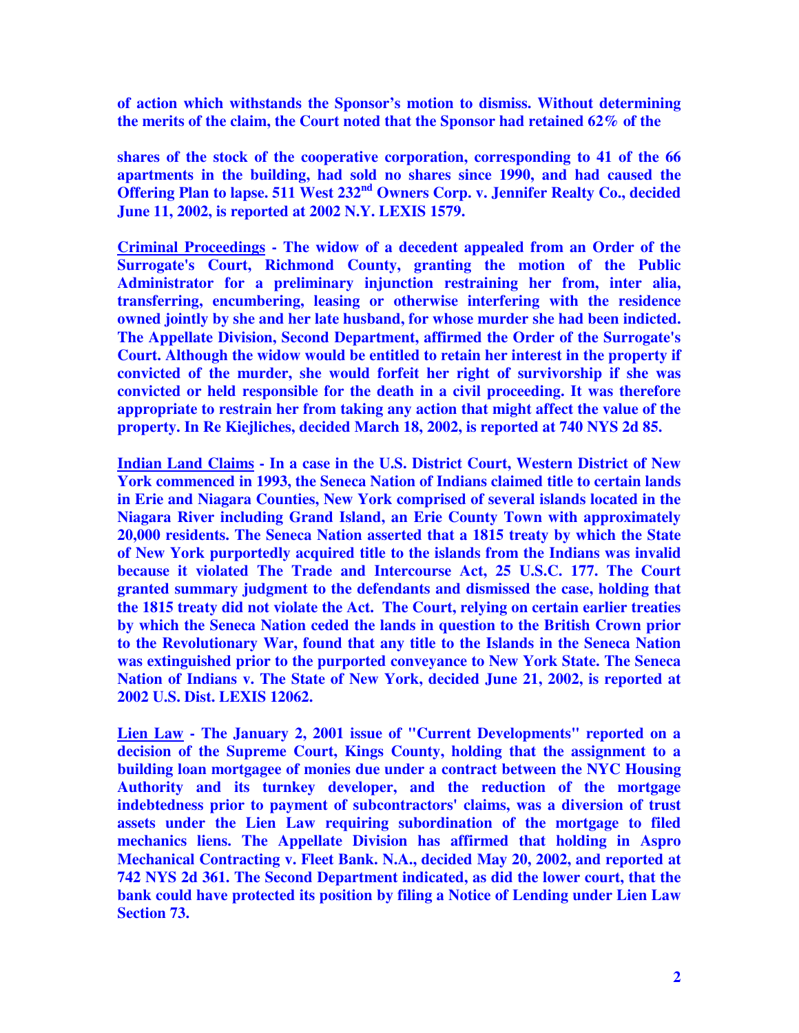**of action which withstands the Sponsor's motion to dismiss. Without determining the merits of the claim, the Court noted that the Sponsor had retained 62% of the shares of the stock of the cooperative corporation, corresponding to 41 of the 66 apartments in the building, had sold no shares since 1990, and had caused the Offering Plan to lapse. 511 West 232nd Owners Corp. v. Jennifer Realty Co., decided June 11, 2002, is reported at 2002 N.Y. LEXIS 1579.**

**<u>Criminal Proceedings</u> - The widow of a decedent appealed from an Order of the Surrogate's Court, Richmond County, granting the motion of the Public Administrator for a preliminary injunction restraining her from, inter alia, transferring, encumbering, leasing or otherwise interfering with the residence owned jointly by she and her late husband, for whose murder she had been indicted. The Appellate Division, Second Department, affirmed the Order of the Surrogate's Court. Although the widow would be entitled to retain her interest in the property if convicted of the murder, she would forfeit her right of survivorship if she was convicted or held responsible for the death in a civil proceeding. It was therefore appropriate to restrain her from taking any action that might affect the value of the property. In Re Kiejliches, decided March 18, 2002, is reported at 740 NYS 2d 85.**

**<u>Indian Land Claims</u> - In a case in the U.S. District Court, Western District of New York commenced in 1993, the Seneca Nation of Indians claimed title to certain lands in Erie and Niagara Counties, New York comprised of several islands located in the Niagara River including Grand Island, an Erie County Town with approximately 20,000 residents. The Seneca Nation asserted that a 1815 treaty by which the State of New York purportedly acquired title to the islands from the Indians was invalid because it violated The Trade and Intercourse Act, 25 U.S.C. 177. The Court granted summary judgment to the defendants and dismissed the case, holding that the 1815 treaty did not violate the Act. The Court, relying on certain earlier treaties by which the Seneca Nation ceded the lands in question to the British Crown prior to the Revolutionary War, found that any title to the Islands in the Seneca Nation was extinguished prior to the purported conveyance to New York State. The Seneca Nation of Indians v. The State of New York, decided June 21, 2002, is reported at 2002 U.S. Dist. LEXIS 12062.**

**<u>Lien Law</u> - The January 2, 2001 issue of "Current Developments" reported on a decision of the Supreme Court, Kings County, holding that the assignment to a building loan mortgagee of monies due under a contract between the NYC Housing Authority and its turnkey developer, and the reduction of the mortgage indebtedness prior to payment of subcontractors' claims, was a diversion of trust assets under the Lien Law requiring subordination of the mortgage to filed mechanics liens. The Appellate Division has affirmed that holding in Aspro Mechanical Contracting v. Fleet Bank. N.A., decided May 20, 2002, and reported at 742 NYS 2d 361. The Second Department indicated, as did the lower court, that the bank could have protected its position by filing a Notice of Lending under Lien Law Section 73.**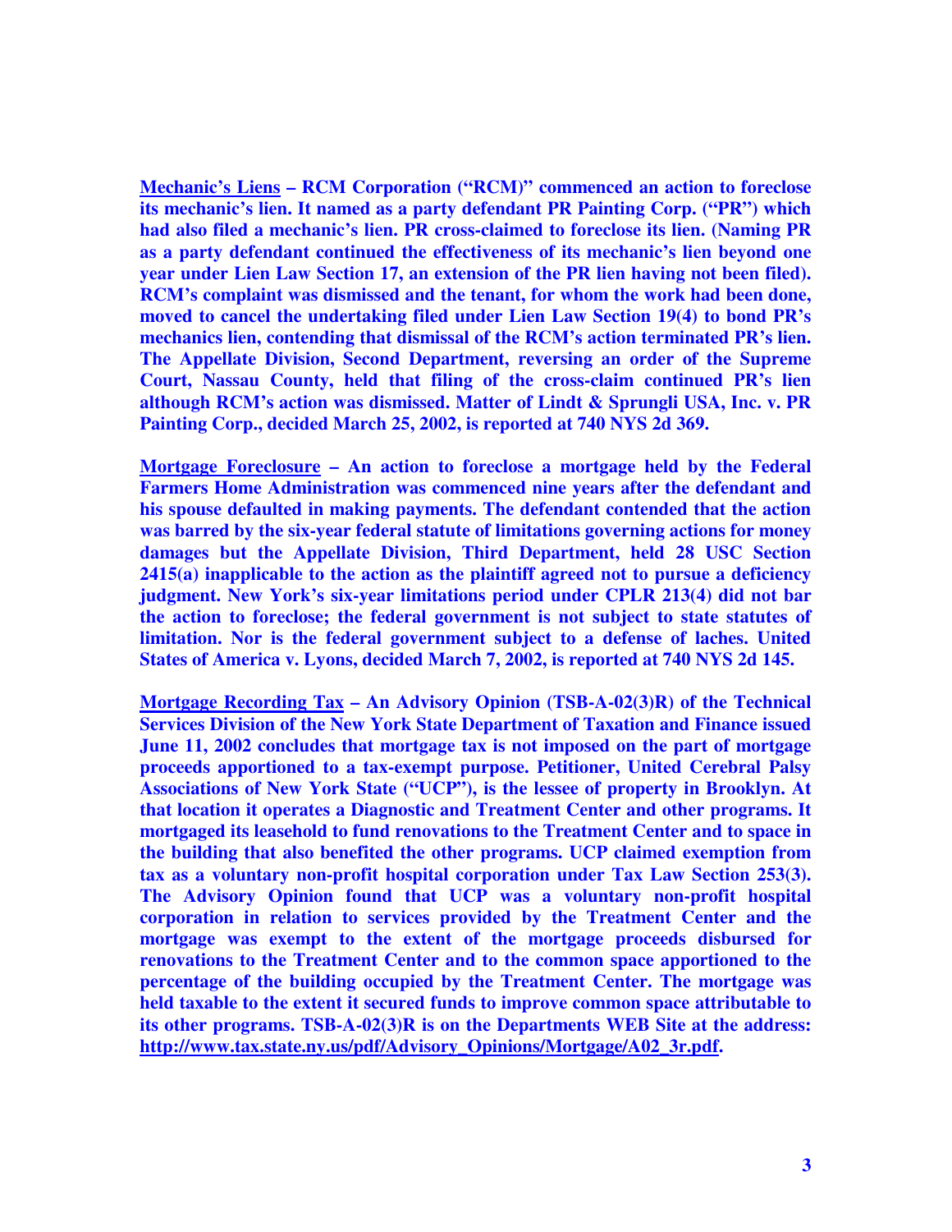**<u>Mechanic's Liens</u> – RCM Corporation ("RCM)" commenced an action to foreclose its mechanic's lien. It named as a party defendant PR Painting Corp. ("PR") which had also filed a mechanic's lien. PR cross-claimed to foreclose its lien. (Naming PR as a party defendant continued the effectiveness of its mechanic's lien beyond one year under Lien Law Section 17, an extension of the PR lien having not been filed). RCM's complaint was dismissed and the tenant, for whom the work had been done, moved to cancel the undertaking filed under Lien Law Section 19(4) to bond PR's mechanics lien, contending that dismissal of the RCM's action terminated PR's lien. The Appellate Division, Second Department, reversing an order of the Supreme Court, Nassau County, held that filing of the cross-claim continued PR's lien although RCM's action was dismissed. Matter of Lindt & Sprungli USA, Inc. v. PR Painting Corp., decided March 25, 2002, is reported at 740 NYS 2d 369.**

**<u>Mortgage Foreclosure</u> – An action to foreclose a mortgage held by the Federal Farmers Home Administration was commenced nine years after the defendant and his spouse defaulted in making payments. The defendant contended that the action was barred by the six-year federal statute of limitations governing actions for money damages but the Appellate Division, Third Department, held 28 USC Section 2415(a) inapplicable to the action as the plaintiff agreed not to pursue a deficiency judgment. New York's six-year limitations period under CPLR 213(4) did not bar the action to foreclose; the federal government is not subject to state statutes of limitation. Nor is the federal government subject to a defense of laches. United States of America v. Lyons, decided March 7, 2002, is reported at 740 NYS 2d 145.**

**<u>Mortgage Recording Tax</u> – An Advisory Opinion (TSB-A-02(3)R) of the Technical Services Division of the New York State Department of Taxation and Finance issued June 11, 2002 concludes that mortgage tax is not imposed on the part of mortgage proceeds apportioned to a tax-exempt purpose. Petitioner, United Cerebral Palsy Associations of New York State ("UCP"), is the lessee of property in Brooklyn. At that location it operates a Diagnostic and Treatment Center and other programs. It mortgaged its leasehold to fund renovations to the Treatment Center and to space in the building that also benefited the other programs. UCP claimed exemption from tax as a voluntary non-profit hospital corporation under Tax Law Section 253(3). The Advisory Opinion found that UCP was a voluntary non-profit hospital corporation in relation to services provided by the Treatment Center and the mortgage was exempt to the extent of the mortgage proceeds disbursed for renovations to the Treatment Center and to the common space apportioned to the percentage of the building occupied by the Treatment Center. The mortgage was held taxable to the extent it secured funds to improve common space attributable to its other programs. TSB-A-02(3)R is on the Departments WEB Site at the address: <u>http://www.tax.state.ny.us/pdf/Advisory_Opinions/Mortgage/A02_3r.pdf</u>.**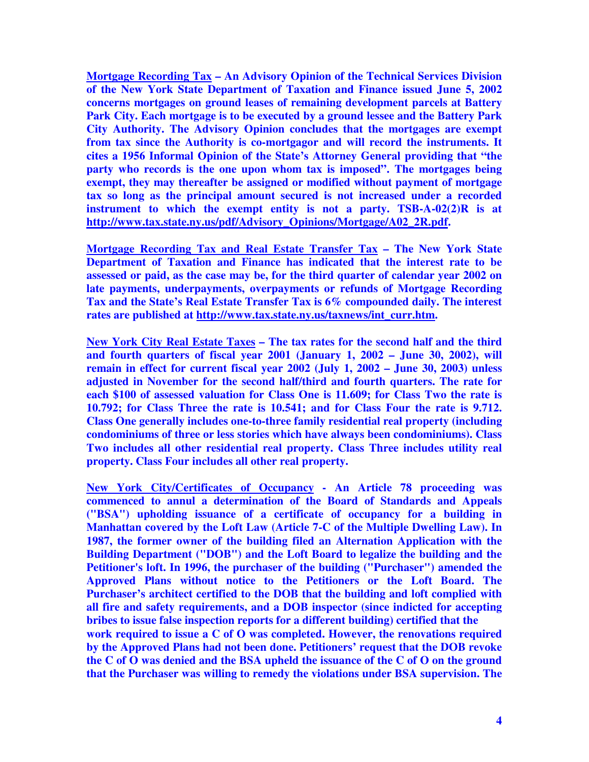**Mortgage Recording Tax – An Advisory Opinion of the Technical Services Division of the New York State Department of Taxation and Finance issued June 5, 2002 concerns mortgages on ground leases of remaining development parcels at Battery Park City. Each mortgage is to be executed by a ground lessee and the Battery Park City Authority. The Advisory Opinion concludes that the mortgages are exempt from tax since the Authority is co-mortgagor and will record the instruments. It cites a 1956 Informal Opinion of the State's Attorney General providing that "the party who records is the one upon whom tax is imposed". The mortgages being exempt, they may thereafter be assigned or modified without payment of mortgage tax so long as the principal amount secured is not increased under a recorded instrument to which the exempt entity is not a party. TSB-A-02(2)R is at http://www.tax.state.ny.us/pdf/Advisory_Opinions/Mortgage/A02_2R.pdf.**

**Mortgage Recording Tax and Real Estate Transfer Tax – The New York State Department of Taxation and Finance has indicated that the interest rate to be assessed or paid, as the case may be, for the third quarter of calendar year 2002 on late payments, underpayments, overpayments or refunds of Mortgage Recording Tax and the State's Real Estate Transfer Tax is 6% compounded daily. The interest rates are published at http://www.tax.state.ny.us/taxnews/int_curr.htm.**

**New York City Real Estate Taxes – The tax rates for the second half and the third and fourth quarters of fiscal year 2001 (January 1, 2002 – June 30, 2002), will remain in effect for current fiscal year 2002 (July 1, 2002 – June 30, 2003) unless adjusted in November for the second half/third and fourth quarters. The rate for each $100 of assessed valuation for Class One is 11.609; for Class Two the rate is 10.792; for Class Three the rate is 10.541; and for Class Four the rate is 9.712. Class One generally includes one-to-three family residential real property (including condominiums of three or less stories which have always been condominiums). Class Two includes all other residential real property. Class Three includes utility real property. Class Four includes all other real property.**

**New York City/Certificates of Occupancy - An Article 78 proceeding was commenced to annul a determination of the Board of Standards and Appeals ("BSA") upholding issuance of a certificate of occupancy for a building in Manhattan covered by the Loft Law (Article 7-C of the Multiple Dwelling Law). In 1987, the former owner of the building filed an Alternation Application with the Building Department ("DOB") and the Loft Board to legalize the building and the Petitioner's loft. In 1996, the purchaser of the building ("Purchaser") amended the Approved Plans without notice to the Petitioners or the Loft Board. The Purchaser's architect certified to the DOB that the building and loft complied with all fire and safety requirements, and a DOB inspector (since indicted for accepting bribes to issue false inspection reports for a different building) certified that the work required to issue a C of O was completed. However, the renovations required by the Approved Plans had not been done. Petitioners' request that the DOB revoke the C of O was denied and the BSA upheld the issuance of the C of O on the ground that the Purchaser was willing to remedy the violations under BSA supervision. The**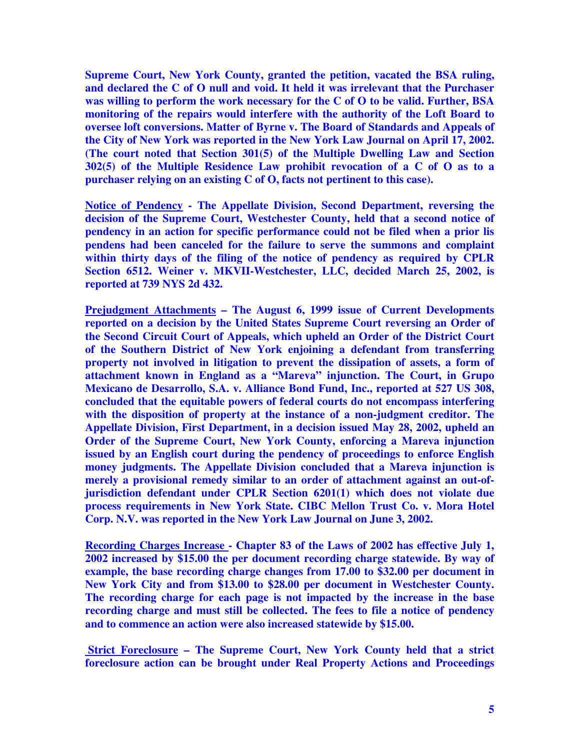**Supreme Court, New York County, granted the petition, vacated the BSA ruling, and declared the C of O null and void. It held it was irrelevant that the Purchaser was willing to perform the work necessary for the C of O to be valid. Further, BSA monitoring of the repairs would interfere with the authority of the Loft Board to oversee loft conversions. Matter of Byrne v. The Board of Standards and Appeals of the City of New York was reported in the New York Law Journal on April 17, 2002. (The court noted that Section 301(5) of the Multiple Dwelling Law and Section 302(5) of the Multiple Residence Law prohibit revocation of a C of O as to a purchaser relying on an existing C of O, facts not pertinent to this case).**

**<u>Notice of Pendency</u> - The Appellate Division, Second Department, reversing the decision of the Supreme Court, Westchester County, held that a second notice of pendency in an action for specific performance could not be filed when a prior lis pendens had been canceled for the failure to serve the summons and complaint within thirty days of the filing of the notice of pendency as required by CPLR Section 6512. Weiner v. MKVII-Westchester, LLC, decided March 25, 2002, is reported at 739 NYS 2d 432.**

**<u>Prejudgment Attachments</u> – The August 6, 1999 issue of Current Developments reported on a decision by the United States Supreme Court reversing an Order of the Second Circuit Court of Appeals, which upheld an Order of the District Court of the Southern District of New York enjoining a defendant from transferring property not involved in litigation to prevent the dissipation of assets, a form of attachment known in England as a "Mareva" injunction. The Court, in Grupo Mexicano de Desarrollo, S.A. v. Alliance Bond Fund, Inc., reported at 527 US 308, concluded that the equitable powers of federal courts do not encompass interfering with the disposition of property at the instance of a non-judgment creditor. The Appellate Division, First Department, in a decision issued May 28, 2002, upheld an Order of the Supreme Court, New York County, enforcing a Mareva injunction issued by an English court during the pendency of proceedings to enforce English money judgments. The Appellate Division concluded that a Mareva injunction is merely a provisional remedy similar to an order of attachment against an out-of-jurisdiction defendant under CPLR Section 6201(1) which does not violate due process requirements in New York State. CIBC Mellon Trust Co. v. Mora Hotel Corp. N.V. was reported in the New York Law Journal on June 3, 2002.**

**<u>Recording Charges Increase</u> - Chapter 83 of the Laws of 2002 has effective July 1, 2002 increased by $15.00 the per document recording charge statewide. By way of example, the base recording charge changes from 17.00 to $32.00 per document in New York City and from $13.00 to $28.00 per document in Westchester County. The recording charge for each page is not impacted by the increase in the base recording charge and must still be collected. The fees to file a notice of pendency and to commence an action were also increased statewide by $15.00.**

**<u>Strict Foreclosure</u> – The Supreme Court, New York County held that a strict foreclosure action can be brought under Real Property Actions and Proceedings**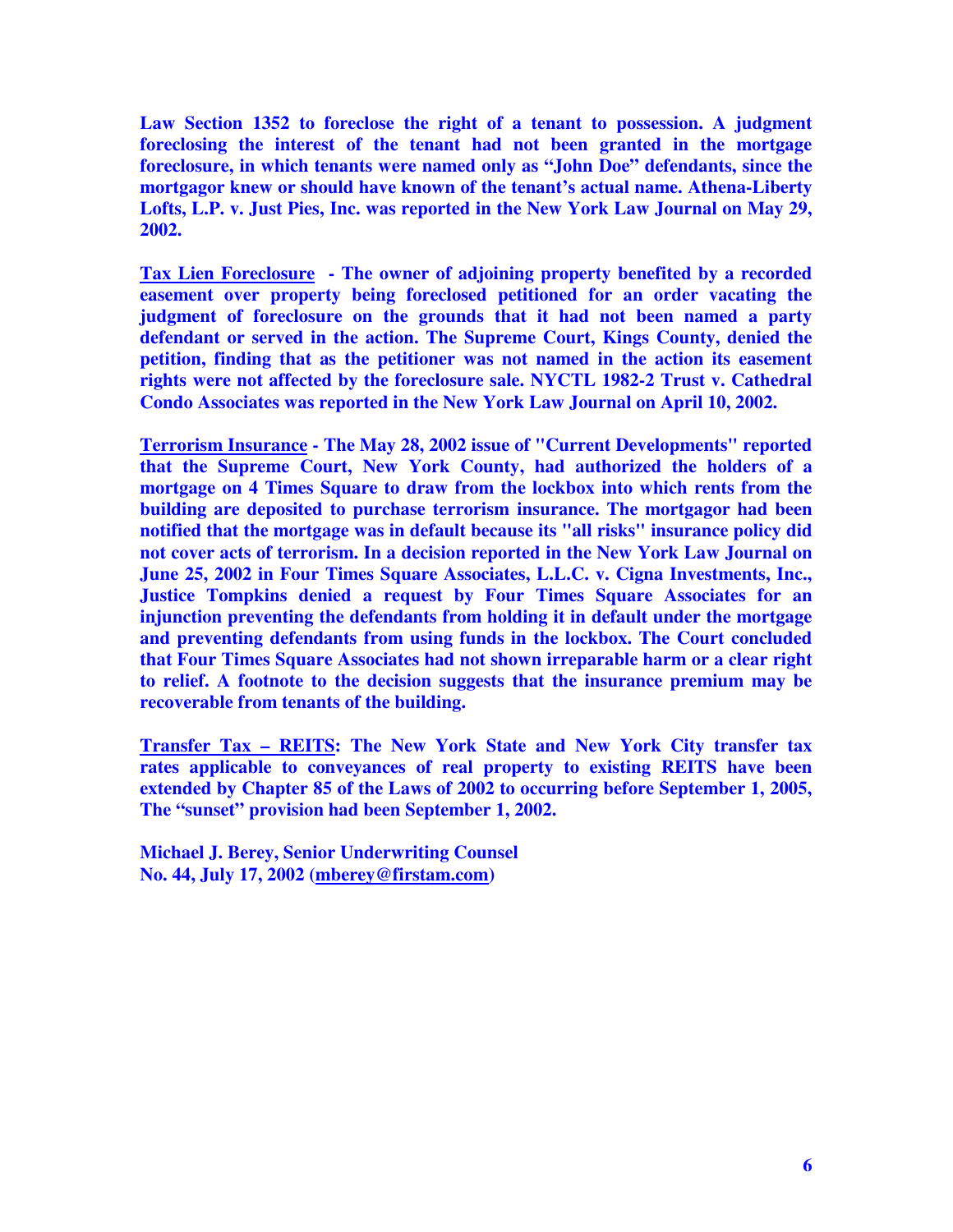**Law Section 1352 to foreclose the right of a tenant to possession. A judgment foreclosing the interest of the tenant had not been granted in the mortgage foreclosure, in which tenants were named only as "John Doe" defendants, since the mortgagor knew or should have known of the tenant's actual name. Athena-Liberty Lofts, L.P. v. Just Pies, Inc. was reported in the New York Law Journal on May 29, 2002.**

**Tax Lien Foreclosure - The owner of adjoining property benefited by a recorded easement over property being foreclosed petitioned for an order vacating the judgment of foreclosure on the grounds that it had not been named a party defendant or served in the action. The Supreme Court, Kings County, denied the petition, finding that as the petitioner was not named in the action its easement rights were not affected by the foreclosure sale. NYCTL 1982-2 Trust v. Cathedral Condo Associates was reported in the New York Law Journal on April 10, 2002.**

**Terrorism Insurance - The May 28, 2002 issue of "Current Developments" reported that the Supreme Court, New York County, had authorized the holders of a mortgage on 4 Times Square to draw from the lockbox into which rents from the building are deposited to purchase terrorism insurance. The mortgagor had been notified that the mortgage was in default because its "all risks" insurance policy did not cover acts of terrorism. In a decision reported in the New York Law Journal on June 25, 2002 in Four Times Square Associates, L.L.C. v. Cigna Investments, Inc., Justice Tompkins denied a request by Four Times Square Associates for an injunction preventing the defendants from holding it in default under the mortgage and preventing defendants from using funds in the lockbox. The Court concluded that Four Times Square Associates had not shown irreparable harm or a clear right to relief. A footnote to the decision suggests that the insurance premium may be recoverable from tenants of the building.**

**Transfer Tax – REITS: The New York State and New York City transfer tax rates applicable to conveyances of real property to existing REITS have been extended by Chapter 85 of the Laws of 2002 to occurring before September 1, 2005, The "sunset" provision had been September 1, 2002.**

**Michael J. Berey, Senior Underwriting Counsel**
**No. 44, July 17, 2002 (mberey@firstam.com)**